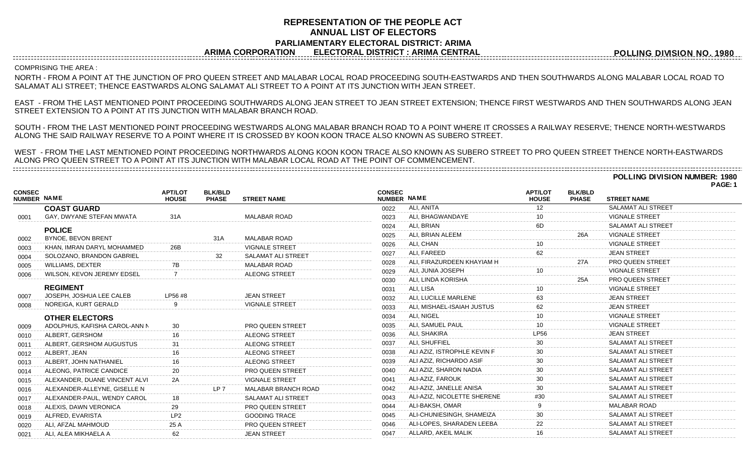# REPRESENTATION OF THE PEOPLE ACT
## ANNUAL LIST OF ELECTORS
### PARLIAMENTARY ELECTORAL DISTRICT: ARIMA
### ARIMA CORPORATION ELECTORAL DISTRICT : ARIMA CENTRAL

**POLLING DIVISION NO. 1980**

COMPRISING THE AREA :

NORTH - FROM A POINT AT THE JUNCTION OF PRO QUEEN STREET AND MALABAR LOCAL ROAD PROCEEDING SOUTH-EASTWARDS AND THEN SOUTHWARDS ALONG MALABAR LOCAL ROAD TO SALAMAT ALI STREET; THENCE EASTWARDS ALONG SALAMAT ALI STREET TO A POINT AT ITS JUNCTION WITH JEAN STREET.

EAST - FROM THE LAST MENTIONED POINT PROCEEDING SOUTHWARDS ALONG JEAN STREET TO JEAN STREET EXTENSION; THENCE FIRST WESTWARDS AND THEN SOUTHWARDS ALONG JEAN STREET EXTENSION TO A POINT AT ITS JUNCTION WITH MALABAR BRANCH ROAD.

SOUTH - FROM THE LAST MENTIONED POINT PROCEEDING WESTWARDS ALONG MALABAR BRANCH ROAD TO A POINT WHERE IT CROSSES A RAILWAY RESERVE; THENCE NORTH-WESTWARDS ALONG THE SAID RAILWAY RESERVE TO A POINT WHERE IT IS CROSSED BY KOON KOON TRACE ALSO KNOWN AS SUBERO STREET.

WEST - FROM THE LAST MENTIONED POINT PROCEEDING NORTHWARDS ALONG KOON KOON TRACE ALSO KNOWN AS SUBERO STREET TO PRO QUEEN STREET THENCE NORTH-EASTWARDS ALONG PRO QUEEN STREET TO A POINT AT ITS JUNCTION WITH MALABAR LOCAL ROAD AT THE POINT OF COMMENCEMENT.

**POLLING DIVISION NUMBER: 1980**

| CONSEC NUMBER | NAME | APT/LOT HOUSE | BLK/BLD PHASE | STREET NAME |
|---|---|---|---|---|
| | **COAST GUARD** | | | |
| 0001 | GAY, DWYANE STEFAN MWATA | 31A | | MALABAR ROAD |
| | **POLICE** | | | |
| 0002 | BYNOE, BEVON BRENT | | 31A | MALABAR ROAD |
| 0003 | KHAN, IMRAN DARYL MOHAMMED | 26B | | VIGNALE STREET |
| 0004 | SOLOZANO, BRANDON GABRIEL | | 32 | SALAMAT ALI STREET |
| 0005 | WILLIAMS, DEXTER | 7B | | MALABAR ROAD |
| 0006 | WILSON, KEVON JEREMY EDSEL | 7 | | ALEONG STREET |
| | **REGIMENT** | | | |
| 0007 | JOSEPH, JOSHUA LEE CALEB | LP56 #8 | | JEAN STREET |
| 0008 | NOREIGA, KURT GERALD | 9 | | VIGNALE STREET |
| | **OTHER ELECTORS** | | | |
| 0009 | ADOLPHUS, KAFISHA CAROL-ANN N | 30 | | PRO QUEEN STREET |
| 0010 | ALBERT, GERSHOM | 16 | | ALEONG STREET |
| 0011 | ALBERT, GERSHOM AUGUSTUS | 31 | | ALEONG STREET |
| 0012 | ALBERT, JEAN | 16 | | ALEONG STREET |
| 0013 | ALBERT, JOHN NATHANIEL | 16 | | ALEONG STREET |
| 0014 | ALEONG, PATRICE CANDICE | 20 | | PRO QUEEN STREET |
| 0015 | ALEXANDER, DUANE VINCENT ALVI | 2A | | VIGNALE STREET |
| 0016 | ALEXANDER-ALLEYNE, GISELLE N | | LP 7 | MALABAR BRANCH ROAD |
| 0017 | ALEXANDER-PAUL, WENDY CAROL | 18 | | SALAMAT ALI STREET |
| 0018 | ALEXIS, DAWN VERONICA | 29 | | PRO QUEEN STREET |
| 0019 | ALFRED, EVARISTA | LP2 | | GOODING TRACE |
| 0020 | ALI, AFZAL MAHMOUD | 25 A | | PRO QUEEN STREET |
| 0021 | ALI, ALEA MIKHAELA A | 62 | | JEAN STREET |
| 0022 | ALI, ANITA | 12 | | SALAMAT ALI STREET |
| 0023 | ALI, BHAGWANDAYE | 10 | | VIGNALE STREET |
| 0024 | ALI, BRIAN | 6D | | SALAMAT ALI STREET |
| 0025 | ALI, BRIAN ALEEM | | 26A | VIGNALE STREET |
| 0026 | ALI, CHAN | 10 | | VIGNALE STREET |
| 0027 | ALI, FAREED | 62 | | JEAN STREET |
| 0028 | ALI, FIRAZURDEEN KHAYIAM H | | 27A | PRO QUEEN STREET |
| 0029 | ALI, JUNIA JOSEPH | 10 | | VIGNALE STREET |
| 0030 | ALI, LINDA KORISHA | | 25A | PRO QUEEN STREET |
| 0031 | ALI, LISA | 10 | | VIGNALE STREET |
| 0032 | ALI, LUCILLE MARLENE | 63 | | JEAN STREET |
| 0033 | ALI, MISHAEL-ISAIAH JUSTUS | 62 | | JEAN STREET |
| 0034 | ALI, NIGEL | 10 | | VIGNALE STREET |
| 0035 | ALI, SAMUEL PAUL | 10 | | VIGNALE STREET |
| 0036 | ALI, SHAKIRA | LP56 | | JEAN STREET |
| 0037 | ALI, SHUFFIEL | 30 | | SALAMAT ALI STREET |
| 0038 | ALI AZIZ, ISTROPHLE KEVIN F | 30 | | SALAMAT ALI STREET |
| 0039 | ALI AZIZ, RICHARDO ASIF | 30 | | SALAMAT ALI STREET |
| 0040 | ALI AZIZ, SHARON NADIA | 30 | | SALAMAT ALI STREET |
| 0041 | ALI-AZIZ, FAROUK | 30 | | SALAMAT ALI STREET |
| 0042 | ALI-AZIZ, JANELLE ANISA | 30 | | SALAMAT ALI STREET |
| 0043 | ALI-AZIZ, NICOLETTE SHERENE | #30 | | SALAMAT ALI STREET |
| 0044 | ALI-BAKSH, OMAR | 9 | | MALABAR ROAD |
| 0045 | ALI-CHUNIESINGH, SHAMEIZA | 30 | | SALAMAT ALI STREET |
| 0046 | ALI-LOPES, SHARADEN LEEBA | 22 | | SALAMAT ALI STREET |
| 0047 | ALLARD, AKEIL MALIK | 16 | | SALAMAT ALI STREET |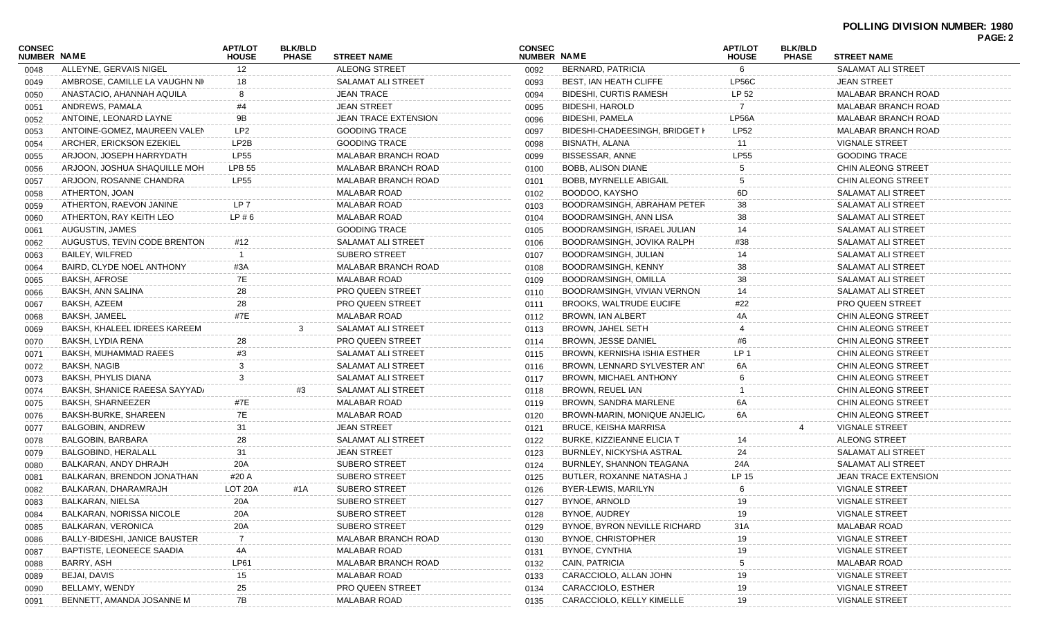**POLLING DIVISION NUMBER: 1980**

| CONSEC NUMBER | NAME | APT/LOT HOUSE | BLK/BLD PHASE | STREET NAME |
|---|---|---|---|---|
| 0048 | ALLEYNE, GERVAIS NIGEL | 12 | | ALEONG STREET |
| 0049 | AMBROSE, CAMILLE LA VAUGHN NI | 18 | | SALAMAT ALI STREET |
| 0050 | ANASTACIO, AHANNAH AQUILA | 8 | | JEAN TRACE |
| 0051 | ANDREWS, PAMALA | #4 | | JEAN STREET |
| 0052 | ANTOINE, LEONARD LAYNE | 9B | | JEAN TRACE EXTENSION |
| 0053 | ANTOINE-GOMEZ, MAUREEN VALEN | LP2 | | GOODING TRACE |
| 0054 | ARCHER, ERICKSON EZEKIEL | LP2B | | GOODING TRACE |
| 0055 | ARJOON, JOSEPH HARRYDATH | LP55 | | MALABAR BRANCH ROAD |
| 0056 | ARJOON, JOSHUA SHAQUILLE MOH | LPB 55 | | MALABAR BRANCH ROAD |
| 0057 | ARJOON, ROSANNE CHANDRA | LP55 | | MALABAR BRANCH ROAD |
| 0058 | ATHERTON, JOAN | | | MALABAR ROAD |
| 0059 | ATHERTON, RAEVON JANINE | LP 7 | | MALABAR ROAD |
| 0060 | ATHERTON, RAY KEITH LEO | LP # 6 | | MALABAR ROAD |
| 0061 | AUGUSTIN, JAMES | | | GOODING TRACE |
| 0062 | AUGUSTUS, TEVIN CODE BRENTON | #12 | | SALAMAT ALI STREET |
| 0063 | BAILEY, WILFRED | 1 | | SUBERO STREET |
| 0064 | BAIRD, CLYDE NOEL ANTHONY | #3A | | MALABAR BRANCH ROAD |
| 0065 | BAKSH, AFROSE | 7E | | MALABAR ROAD |
| 0066 | BAKSH, ANN SALINA | 28 | | PRO QUEEN STREET |
| 0067 | BAKSH, AZEEM | 28 | | PRO QUEEN STREET |
| 0068 | BAKSH, JAMEEL | #7E | | MALABAR ROAD |
| 0069 | BAKSH, KHALEEL IDREES KAREEM | | 3 | SALAMAT ALI STREET |
| 0070 | BAKSH, LYDIA RENA | 28 | | PRO QUEEN STREET |
| 0071 | BAKSH, MUHAMMAD RAEES | #3 | | SALAMAT ALI STREET |
| 0072 | BAKSH, NAGIB | 3 | | SALAMAT ALI STREET |
| 0073 | BAKSH, PHYLIS DIANA | 3 | | SALAMAT ALI STREET |
| 0074 | BAKSH, SHANICE RAEESA SAYYAD/ | | #3 | SALAMAT ALI STREET |
| 0075 | BAKSH, SHARNEEZER | #7E | | MALABAR ROAD |
| 0076 | BAKSH-BURKE, SHAREEN | 7E | | MALABAR ROAD |
| 0077 | BALGOBIN, ANDREW | 31 | | JEAN STREET |
| 0078 | BALGOBIN, BARBARA | 28 | | SALAMAT ALI STREET |
| 0079 | BALGOBIND, HERALALL | 31 | | JEAN STREET |
| 0080 | BALKARAN, ANDY DHRAJH | 20A | | SUBERO STREET |
| 0081 | BALKARAN, BRENDON JONATHAN | #20 A | | SUBERO STREET |
| 0082 | BALKARAN, DHARAMRAJH | LOT 20A | #1A | SUBERO STREET |
| 0083 | BALKARAN, NIELSA | 20A | | SUBERO STREET |
| 0084 | BALKARAN, NORISSA NICOLE | 20A | | SUBERO STREET |
| 0085 | BALKARAN, VERONICA | 20A | | SUBERO STREET |
| 0086 | BALLY-BIDESHI, JANICE BAUSTER | 7 | | MALABAR BRANCH ROAD |
| 0087 | BAPTISTE, LEONEECE SAADIA | 4A | | MALABAR ROAD |
| 0088 | BARRY, ASH | LP61 | | MALABAR BRANCH ROAD |
| 0089 | BEJAI, DAVIS | 15 | | MALABAR ROAD |
| 0090 | BELLAMY, WENDY | 25 | | PRO QUEEN STREET |
| 0091 | BENNETT, AMANDA JOSANNE M | 7B | | MALABAR ROAD |
| 0092 | BERNARD, PATRICIA | 6 | | SALAMAT ALI STREET |
| 0093 | BEST, IAN HEATH CLIFFE | LP56C | | JEAN STREET |
| 0094 | BIDESHI, CURTIS RAMESH | LP 52 | | MALABAR BRANCH ROAD |
| 0095 | BIDESHI, HAROLD | 7 | | MALABAR BRANCH ROAD |
| 0096 | BIDESHI, PAMELA | LP56A | | MALABAR BRANCH ROAD |
| 0097 | BIDESHI-CHADEESINGH, BRIDGET I | LP52 | | MALABAR BRANCH ROAD |
| 0098 | BISNATH, ALANA | 11 | | VIGNALE STREET |
| 0099 | BISSESSAR, ANNE | LP55 | | GOODING TRACE |
| 0100 | BOBB, ALISON DIANE | 5 | | CHIN ALEONG STREET |
| 0101 | BOBB, MYRNELLE ABIGAIL | 5 | | CHIN ALEONG STREET |
| 0102 | BOODOO, KAYSHO | 6D | | SALAMAT ALI STREET |
| 0103 | BOODRAMSINGH, ABRAHAM PETER | 38 | | SALAMAT ALI STREET |
| 0104 | BOODRAMSINGH, ANN LISA | 38 | | SALAMAT ALI STREET |
| 0105 | BOODRAMSINGH, ISRAEL JULIAN | 14 | | SALAMAT ALI STREET |
| 0106 | BOODRAMSINGH, JOVIKA RALPH | #38 | | SALAMAT ALI STREET |
| 0107 | BOODRAMSINGH, JULIAN | 14 | | SALAMAT ALI STREET |
| 0108 | BOODRAMSINGH, KENNY | 38 | | SALAMAT ALI STREET |
| 0109 | BOODRAMSINGH, OMILLA | 38 | | SALAMAT ALI STREET |
| 0110 | BOODRAMSINGH, VIVIAN VERNON | 14 | | SALAMAT ALI STREET |
| 0111 | BROOKS, WALTRUDE EUCIFE | #22 | | PRO QUEEN STREET |
| 0112 | BROWN, IAN ALBERT | 4A | | CHIN ALEONG STREET |
| 0113 | BROWN, JAHEL SETH | 4 | | CHIN ALEONG STREET |
| 0114 | BROWN, JESSE DANIEL | #6 | | CHIN ALEONG STREET |
| 0115 | BROWN, KERNISHA ISHIA ESTHER | LP 1 | | CHIN ALEONG STREET |
| 0116 | BROWN, LENNARD SYLVESTER ANT | 6A | | CHIN ALEONG STREET |
| 0117 | BROWN, MICHAEL ANTHONY | 6 | | CHIN ALEONG STREET |
| 0118 | BROWN, REUEL IAN | 1 | | CHIN ALEONG STREET |
| 0119 | BROWN, SANDRA MARLENE | 6A | | CHIN ALEONG STREET |
| 0120 | BROWN-MARIN, MONIQUE ANJELIC/ | 6A | | CHIN ALEONG STREET |
| 0121 | BRUCE, KEISHA MARRISA | | 4 | VIGNALE STREET |
| 0122 | BURKE, KIZZIEANNE ELICIA T | 14 | | ALEONG STREET |
| 0123 | BURNLEY, NICKYSHA ASTRAL | 24 | | SALAMAT ALI STREET |
| 0124 | BURNLEY, SHANNON TEAGANA | 24A | | SALAMAT ALI STREET |
| 0125 | BUTLER, ROXANNE NATASHA J | LP 15 | | JEAN TRACE EXTENSION |
| 0126 | BYER-LEWIS, MARILYN | 6 | | VIGNALE STREET |
| 0127 | BYNOE, ARNOLD | 19 | | VIGNALE STREET |
| 0128 | BYNOE, AUDREY | 19 | | VIGNALE STREET |
| 0129 | BYNOE, BYRON NEVILLE RICHARD | 31A | | MALABAR ROAD |
| 0130 | BYNOE, CHRISTOPHER | 19 | | VIGNALE STREET |
| 0131 | BYNOE, CYNTHIA | 19 | | VIGNALE STREET |
| 0132 | CAIN, PATRICIA | 5 | | MALABAR ROAD |
| 0133 | CARACCIOLO, ALLAN JOHN | 19 | | VIGNALE STREET |
| 0134 | CARACCIOLO, ESTHER | 19 | | VIGNALE STREET |
| 0135 | CARACCIOLO, KELLY KIMELLE | 19 | | VIGNALE STREET |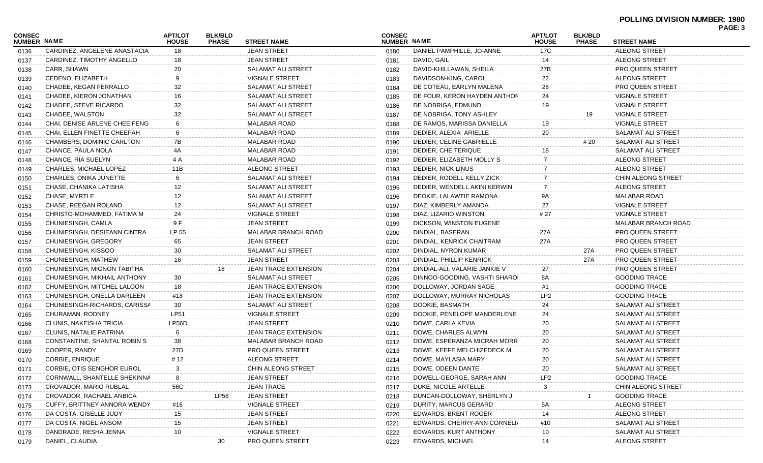**POLLING DIVISION NUMBER: 1980**

| CONSEC NUMBER | NAME | APT/LOT HOUSE | BLK/BLD PHASE | STREET NAME |
|---|---|---|---|---|
| 0136 | CARDINEZ, ANGELENE ANASTACIA | 18 | | JEAN STREET |
| 0137 | CARDINEZ, TIMOTHY ANGELLO | 18 | | JEAN STREET |
| 0138 | CARR, SHAWN | 20 | | SALAMAT ALI STREET |
| 0139 | CEDENO, ELIZABETH | 9 | | VIGNALE STREET |
| 0140 | CHADEE, KEGAN FERRALLO | 32 | | SALAMAT ALI STREET |
| 0141 | CHADEE, KIERON JONATHAN | 16 | | SALAMAT ALI STREET |
| 0142 | CHADEE, STEVE RICARDO | 32 | | SALAMAT ALI STREET |
| 0143 | CHADEE, WALSTON | 32 | | SALAMAT ALI STREET |
| 0144 | CHAI, DENISE ARLENE CHEE FENG | 6 | | MALABAR ROAD |
| 0145 | CHAI, ELLEN FINETTE CHEEFAH | 6 | | MALABAR ROAD |
| 0146 | CHAMBERS, DOMINIC CARLTON | 7B | | MALABAR ROAD |
| 0147 | CHANCE, PAULA NOLA | 4A | | MALABAR ROAD |
| 0148 | CHANCE, RIA SUELYN | 4 A | | MALABAR ROAD |
| 0149 | CHARLES, MICHAEL LOPEZ | 11B | | ALEONG STREET |
| 0150 | CHARLES, ONIKA JUNETTE | 6 | | SALAMAT ALI STREET |
| 0151 | CHASE, CHANIKA LATISHA | 12 | | SALAMAT ALI STREET |
| 0152 | CHASE, MYRTLE | 12 | | SALAMAT ALI STREET |
| 0153 | CHASE, REEGAN ROLAND | 12 | | SALAMAT ALI STREET |
| 0154 | CHRISTO-MOHAMMED, FATIMA M | 24 | | VIGNALE STREET |
| 0155 | CHUNIESINGH, CAMLA | 9 F | | JEAN STREET |
| 0156 | CHUNIESINGH, DESIEANN CINTRA | LP 55 | | MALABAR BRANCH ROAD |
| 0157 | CHUNIESINGH, GREGORY | 65 | | JEAN STREET |
| 0158 | CHUNIESINGH, KISSOO | 30 | | SALAMAT ALI STREET |
| 0159 | CHUNIESINGH, MATHEW | 16 | | JEAN STREET |
| 0160 | CHUNIESINGH, MIGNON TABITHA | | 18 | JEAN TRACE EXTENSION |
| 0161 | CHUNIESINGH, MIKHAIL ANTHONY | 30 | | SALAMAT ALI STREET |
| 0162 | CHUNIESINGH, MITCHEL LALOON | 18 | | JEAN TRACE EXTENSION |
| 0163 | CHUNIESINGH, ONELLA DARLEEN | #18 | | JEAN TRACE EXTENSION |
| 0164 | CHUNIESINGH-RICHARDS, CARISSA | 30 | | SALAMAT ALI STREET |
| 0165 | CHURAMAN, RODNEY | LP51 | | VIGNALE STREET |
| 0166 | CLUNIS, NAKEISHA TRICIA | LP56D | | JEAN STREET |
| 0167 | CLUNIS, NATALIE PATRINA | 6 | | JEAN TRACE EXTENSION |
| 0168 | CONSTANTINE, SHANTAL ROBIN S | 38 | | MALABAR BRANCH ROAD |
| 0169 | COOPER, RANDY | 27D | | PRO QUEEN STREET |
| 0170 | CORBIE, ENRIQUE | # 12 | | ALEONG STREET |
| 0171 | CORBIE, OTIS SENGHOR EUROL | 3 | | CHIN ALEONG STREET |
| 0172 | CORNWALL, SHANTELLE SHEKINNA | 8 | | JEAN STREET |
| 0173 | CROVADOR, MARIO RUBLAL | 56C | | JEAN TRACE |
| 0174 | CROVADOR, RACHAEL ANBICA | | LP56 | JEAN STREET |
| 0175 | CUFFY, BRITTNEY ANNORA WENDY | #16 | | VIGNALE STREET |
| 0176 | DA COSTA, GISELLE JUDY | 15 | | JEAN STREET |
| 0177 | DA COSTA, NIGEL ANSOM | 15 | | JEAN STREET |
| 0178 | DANDRADE, RESHA JENNA | 10 | | VIGNALE STREET |
| 0179 | DANIEL, CLAUDIA | | 30 | PRO QUEEN STREET |
| 0180 | DANIEL PAMPHILLE, JO-ANNE | 17C | | ALEONG STREET |
| 0181 | DAVID, GAIL | 14 | | ALEONG STREET |
| 0182 | DAVID-KHILLAWAN, SHEILA | 27B | | PRO QUEEN STREET |
| 0183 | DAVIDSON-KING, CAROL | 22 | | ALEONG STREET |
| 0184 | DE COTEAU, EARLYN MALENA | 28 | | PRO QUEEN STREET |
| 0185 | DE FOUR, KERON HAYDEN ANTHON | 24 | | VIGNALE STREET |
| 0186 | DE NOBRIGA, EDMUND | 19 | | VIGNALE STREET |
| 0187 | DE NOBRIGA, TONY ASHLEY | | 19 | VIGNALE STREET |
| 0188 | DE RAMOS, MARISSA DANIELLA | 19 | | VIGNALE STREET |
| 0189 | DEDIER, ALEXIA ARIELLE | 20 | | SALAMAT ALI STREET |
| 0190 | DEDIER, CELINE GABRIELLE | | # 20 | SALAMAT ALI STREET |
| 0191 | DEDIER, CHE TERIQUE | 18 | | SALAMAT ALI STREET |
| 0192 | DEDIER, ELIZABETH MOLLY S | 7 | | ALEONG STREET |
| 0193 | DEDIER, NICK LINUS | 7 | | ALEONG STREET |
| 0194 | DEDIER, RODELL KELLY ZICK | 7 | | CHIN ALEONG STREET |
| 0195 | DEDIER, WENDELL AKINI KERWIN | 7 | | ALEONG STREET |
| 0196 | DEOKIE, LALAWTIE RAMONA | 9A | | MALABAR ROAD |
| 0197 | DIAZ, KIMBERLY AMANDA | 27 | | VIGNALE STREET |
| 0198 | DIAZ, LIZARIO WINSTON | # 27 | | VIGNALE STREET |
| 0199 | DICKSON, WINSTON EUGENE | | | MALABAR BRANCH ROAD |
| 0200 | DINDIAL, BASERAN | 27A | | PRO QUEEN STREET |
| 0201 | DINDIAL, KENRICK CHAITRAM | 27A | | PRO QUEEN STREET |
| 0202 | DINDIAL, NYRON KUMAR | | 27A | PRO QUEEN STREET |
| 0203 | DINDIAL, PHILLIP KENRICK | | 27A | PRO QUEEN STREET |
| 0204 | DINDIAL-ALI, VALARIE JANKIE V | 27 | | PRO QUEEN STREET |
| 0205 | DINNOO-GOODING, VASHTI SHARO | 8A | | GOODING TRACE |
| 0206 | DOLLOWAY, JORDAN SAGE | #1 | | GOODING TRACE |
| 0207 | DOLLOWAY, MURRAY NICHOLAS | LP2 | | GOODING TRACE |
| 0208 | DOOKIE, BASMATH | 24 | | SALAMAT ALI STREET |
| 0209 | DOOKIE, PENELOPE MANDERLENE | 24 | | SALAMAT ALI STREET |
| 0210 | DOWE, CARLA KEVIA | 20 | | SALAMAT ALI STREET |
| 0211 | DOWE, CHARLES ALWYN | 20 | | SALAMAT ALI STREET |
| 0212 | DOWE, ESPERANZA MICRAH MORR | 20 | | SALAMAT ALI STREET |
| 0213 | DOWE, KEEFE MELCHIZEDECK M | 20 | | SALAMAT ALI STREET |
| 0214 | DOWE, MAYLASIA MARY | 20 | | SALAMAT ALI STREET |
| 0215 | DOWE, ODEEN DANTE | 20 | | SALAMAT ALI STREET |
| 0216 | DOWELL-GEORGE, SARAH ANN | LP2 | | GOODING TRACE |
| 0217 | DUKE, NICOLE ARTELLE | 3 | | CHIN ALEONG STREET |
| 0218 | DUNCAN-DOLLOWAY, SHERLYN J | | 1 | GOODING TRACE |
| 0219 | DURITY, MARCUS GERARD | 5A | | ALEONG STREET |
| 0220 | EDWARDS, BRENT ROGER | 14 | | ALEONG STREET |
| 0221 | EDWARDS, CHERRY-ANN CORNELI | #10 | | SALAMAT ALI STREET |
| 0222 | EDWARDS, KURT ANTHONY | 10 | | SALAMAT ALI STREET |
| 0223 | EDWARDS, MICHAEL | 14 | | ALEONG STREET |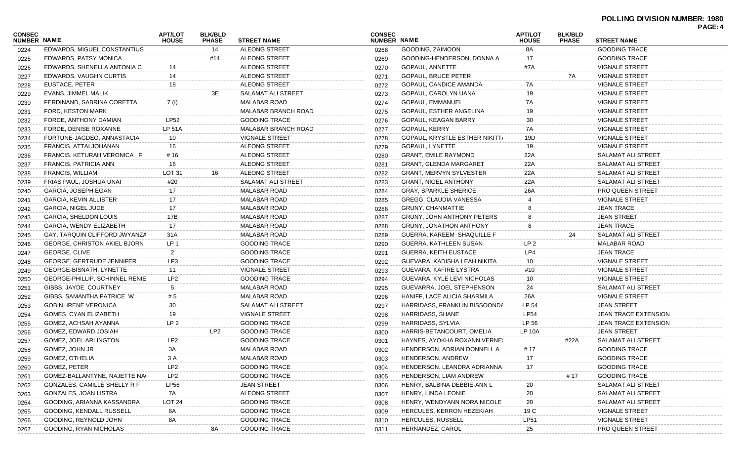**POLLING DIVISION NUMBER: 1980**

| CONSEC NUMBER | NAME | APT/LOT HOUSE | BLK/BLD PHASE | STREET NAME |
|---|---|---|---|---|
| 0224 | EDWARDS, MIGUEL CONSTANTIUS | | 14 | ALEONG STREET |
| 0225 | EDWARDS, PATSY MONICA | | #14 | ALEONG STREET |
| 0226 | EDWARDS, SHENELLA ANTONIA C | 14 | | ALEONG STREET |
| 0227 | EDWARDS, VAUGHN CURTIS | 14 | | ALEONG STREET |
| 0228 | EUSTACE, PETER | 18 | | ALEONG STREET |
| 0229 | EVANS, JIMMEL MALIK | | 3E | SALAMAT ALI STREET |
| 0230 | FERDINAND, SABRINA CORETTA | 7 (I) | | MALABAR ROAD |
| 0231 | FORD, KESTON MARK | | | MALABAR BRANCH ROAD |
| 0232 | FORDE, ANTHONY DAMIAN | LP52 | | GOODING TRACE |
| 0233 | FORDE, DENISE ROXANNE | LP 51A | | MALABAR BRANCH ROAD |
| 0234 | FORTUNE-JAGDEO, ANNASTACIA | 10 | | VIGNALE STREET |
| 0235 | FRANCIS, ATTAI JOHANAN | 16 | | ALEONG STREET |
| 0236 | FRANCIS, KETURAH VERONICA F | # 16 | | ALEONG STREET |
| 0237 | FRANCIS, PATRICIA ANN | 16 | | ALEONG STREET |
| 0238 | FRANCIS, WILLIAM | LOT 31 | 16 | ALEONG STREET |
| 0239 | FRIAS PAUL, JOSHUA UNAI | #20 | | SALAMAT ALI STREET |
| 0240 | GARCIA, JOSEPH EGAN | 17 | | MALABAR ROAD |
| 0241 | GARCIA, KEVIN ALLISTER | 17 | | MALABAR ROAD |
| 0242 | GARCIA, NIGEL JUDE | 17 | | MALABAR ROAD |
| 0243 | GARCIA, SHELDON LOUIS | 17B | | MALABAR ROAD |
| 0244 | GARCIA, WENDY ELIZABETH | 17 | | MALABAR ROAD |
| 0245 | GAY, TARQUIN CLIFFORD JWYANZA | 31A | | MALABAR ROAD |
| 0246 | GEORGE, CHRISTON AKIEL BJORN | LP 1 | | GOODING TRACE |
| 0247 | GEORGE, CLIVE | 2 | | GOODING TRACE |
| 0248 | GEORGE, GERTRUDE JENNIFER | LP3 | | GOODING TRACE |
| 0249 | GEORGE-BISNATH, LYNETTE | 11 | | VIGNALE STREET |
| 0250 | GEORGE-PHILLIP, SCHINNEL RENIE | LP2 | | GOODING TRACE |
| 0251 | GIBBS, JAYDE COURTNEY | 5 | | MALABAR ROAD |
| 0252 | GIBBS, SAMANTHA PATRICE W | # 5 | | MALABAR ROAD |
| 0253 | GOBIN, IRENE VERONICA | 30 | | SALAMAT ALI STREET |
| 0254 | GOMES, CYAN ELIZABETH | 19 | | VIGNALE STREET |
| 0255 | GOMEZ, ACHSAH AYANNA | LP 2 | | GOODING TRACE |
| 0256 | GOMEZ, EDWARD JOSIAH | | LP2 | GOODING TRACE |
| 0257 | GOMEZ, JOEL ARLINGTON | LP2 | | GOODING TRACE |
| 0258 | GOMEZ, JOHN JR | 3A | | MALABAR ROAD |
| 0259 | GOMEZ, OTHELIA | 3 A | | MALABAR ROAD |
| 0260 | GOMEZ, PETER | LP2 | | GOODING TRACE |
| 0261 | GOMEZ-BALLANTYNE, NAJETTE NA | LP2 | | GOODING TRACE |
| 0262 | GONZALES, CAMILLE SHELLY R F | LP56 | | JEAN STREET |
| 0263 | GONZALES, JOAN LISTRA | 7A | | ALEONG STREET |
| 0264 | GOODING, ARIANNA KASSANDRA | LOT 24 | | GOODING TRACE |
| 0265 | GOODING, KENDALL RUSSELL | 8A | | GOODING TRACE |
| 0266 | GOODING, REYNOLD JOHN | 8A | | GOODING TRACE |
| 0267 | GOODING, RYAN NICHOLAS | | 8A | GOODING TRACE |
| 0268 | GOODING, ZAIMOON | 8A | | GOODING TRACE |
| 0269 | GOODING-HENDERSON, DONNA A | 17 | | GOODING TRACE |
| 0270 | GOPAUL, ANNETTE | #7A | | VIGNALE STREET |
| 0271 | GOPAUL, BRUCE PETER | | 7A | VIGNALE STREET |
| 0272 | GOPAUL, CANDICE AMANDA | 7A | | VIGNALE STREET |
| 0273 | GOPAUL, CAROLYN UANA | 19 | | VIGNALE STREET |
| 0274 | GOPAUL, EMMANUEL | 7A | | VIGNALE STREET |
| 0275 | GOPAUL, ESTHER ANGELINA | 19 | | VIGNALE STREET |
| 0276 | GOPAUL, KEAGAN BARRY | 30 | | VIGNALE STREET |
| 0277 | GOPAUL, KERRY | 7A | | VIGNALE STREET |
| 0278 | GOPAUL, KRYSTLE ESTHER NIKITT | 19D | | VIGNALE STREET |
| 0279 | GOPAUL, LYNETTE | 19 | | VIGNALE STREET |
| 0280 | GRANT, EMILE RAYMOND | 22A | | SALAMAT ALI STREET |
| 0281 | GRANT, GLENDA MARGARET | 22A | | SALAMAT ALI STREET |
| 0282 | GRANT, MERVYN SYLVESTER | 22A | | SALAMAT ALI STREET |
| 0283 | GRANT, NIGEL ANTHONY | 22A | | SALAMAT ALI STREET |
| 0284 | GRAY, SPARKLE SHERICE | 26A | | PRO QUEEN STREET |
| 0285 | GREGG, CLAUDIA VANESSA | 4 | | VIGNALE STREET |
| 0286 | GRUNY, CHANMATTIE | 8 | | JEAN TRACE |
| 0287 | GRUNY, JOHN ANTHONY PETERS | 8 | | JEAN STREET |
| 0288 | GRUNY, JONATHON ANTHONY | 8 | | JEAN TRACE |
| 0289 | GUERRA, KAREEM SHAQUILLE F | | 24 | SALAMAT ALI STREET |
| 0290 | GUERRA, KATHLEEN SUSAN | LP 2 | | MALABAR ROAD |
| 0291 | GUERRA, KEITH EUSTACE | LP4 | | JEAN TRACE |
| 0292 | GUEVARA, KADISHA LEAH NIKITA | 10 | | VIGNALE STREET |
| 0293 | GUEVARA, KAFIRE LYSTRA | #10 | | VIGNALE STREET |
| 0294 | GUEVARA, KYLE LEVI NICHOLAS | 10 | | VIGNALE STREET |
| 0295 | GUEVARRA, JOEL STEPHENSON | 24 | | SALAMAT ALI STREET |
| 0296 | HANIFF, LACE ALICIA SHARMILA | 26A | | VIGNALE STREET |
| 0297 | HARRIDASS, FRANKLIN BISSOOND | LP 54 | | JEAN STREET |
| 0298 | HARRIDASS, SHANE | LP54 | | JEAN TRACE EXTENSION |
| 0299 | HARRIDASS, SYLVIA | LP 56 | | JEAN TRACE EXTENSION |
| 0300 | HARRIS-BETANCOURT, OMELIA | LP 10A | | JEAN STREET |
| 0301 | HAYNES, AYOKHA ROXANN VERNE | | #22A | SALAMAT ALI STREET |
| 0302 | HENDERSON, ADRIAN DONNELL A | # 17 | | GOODING TRACE |
| 0303 | HENDERSON, ANDREW | 17 | | GOODING TRACE |
| 0304 | HENDERSON, LEANDRA ADRIANNA | 17 | | GOODING TRACE |
| 0305 | HENDERSON, LIAM ANDREW | | # 17 | GOODING TRACE |
| 0306 | HENRY, BALBINA DEBBIE-ANN L | 20 | | SALAMAT ALI STREET |
| 0307 | HENRY, LINDA LEONIE | 20 | | SALAMAT ALI STREET |
| 0308 | HENRY, WENDYANN NORA NICOLE | 20 | | SALAMAT ALI STREET |
| 0309 | HERCULES, KERRON HEZEKIAH | 19 C | | VIGNALE STREET |
| 0310 | HERCULES, RUSSELL | LP51 | | VIGNALE STREET |
| 0311 | HERNANDEZ, CAROL | 25 | | PRO QUEEN STREET |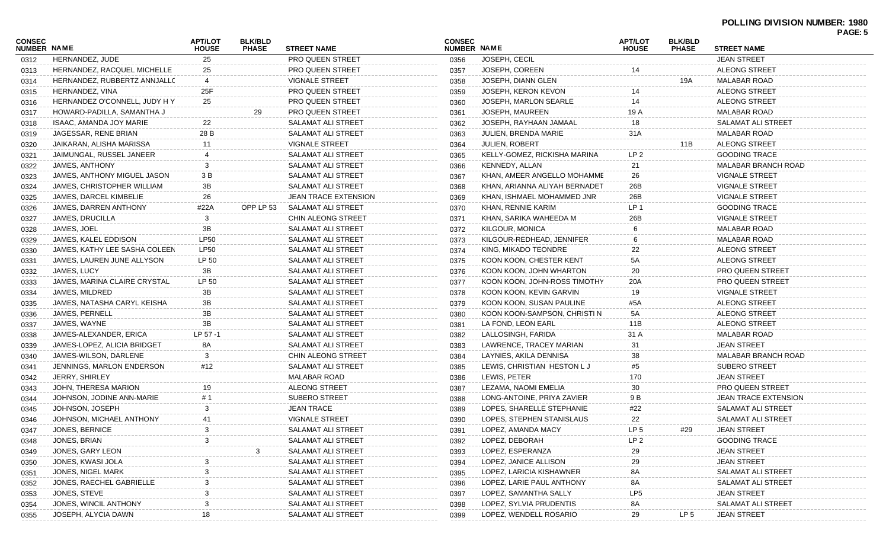**POLLING DIVISION NUMBER: 1980**

| CONSEC NUMBER | NAME | APT/LOT HOUSE | BLK/BLD PHASE | STREET NAME |
|---|---|---|---|---|
| 0312 | HERNANDEZ, JUDE | 25 | | PRO QUEEN STREET |
| 0313 | HERNANDEZ, RACQUEL MICHELLE | 25 | | PRO QUEEN STREET |
| 0314 | HERNANDEZ, RUBBERTZ ANNJALLC | 4 | | VIGNALE STREET |
| 0315 | HERNANDEZ, VINA | 25F | | PRO QUEEN STREET |
| 0316 | HERNANDEZ O'CONNELL, JUDY H Y | 25 | | PRO QUEEN STREET |
| 0317 | HOWARD-PADILLA, SAMANTHA J | | 29 | PRO QUEEN STREET |
| 0318 | ISAAC, AMANDA JOY MARIE | 22 | | SALAMAT ALI STREET |
| 0319 | JAGESSAR, RENE BRIAN | 28 B | | SALAMAT ALI STREET |
| 0320 | JAIKARAN, ALISHA MARISSA | 11 | | VIGNALE STREET |
| 0321 | JAIMUNGAL, RUSSEL JANEER | 4 | | SALAMAT ALI STREET |
| 0322 | JAMES, ANTHONY | 3 | | SALAMAT ALI STREET |
| 0323 | JAMES, ANTHONY MIGUEL JASON | 3 B | | SALAMAT ALI STREET |
| 0324 | JAMES, CHRISTOPHER WILLIAM | 3B | | SALAMAT ALI STREET |
| 0325 | JAMES, DARCEL KIMBELIE | 26 | | JEAN TRACE EXTENSION |
| 0326 | JAMES, DARREN ANTHONY | #22A | OPP LP 53 | SALAMAT ALI STREET |
| 0327 | JAMES, DRUCILLA | 3 | | CHIN ALEONG STREET |
| 0328 | JAMES, JOEL | 3B | | SALAMAT ALI STREET |
| 0329 | JAMES, KALEL EDDISON | LP50 | | SALAMAT ALI STREET |
| 0330 | JAMES, KATHY LEE SASHA COLEEN | LP50 | | SALAMAT ALI STREET |
| 0331 | JAMES, LAUREN JUNE ALLYSON | LP 50 | | SALAMAT ALI STREET |
| 0332 | JAMES, LUCY | 3B | | SALAMAT ALI STREET |
| 0333 | JAMES, MARINA CLAIRE CRYSTAL | LP 50 | | SALAMAT ALI STREET |
| 0334 | JAMES, MILDRED | 3B | | SALAMAT ALI STREET |
| 0335 | JAMES, NATASHA CARYL KEISHA | 3B | | SALAMAT ALI STREET |
| 0336 | JAMES, PERNELL | 3B | | SALAMAT ALI STREET |
| 0337 | JAMES, WAYNE | 3B | | SALAMAT ALI STREET |
| 0338 | JAMES-ALEXANDER, ERICA | LP 57 -1 | | SALAMAT ALI STREET |
| 0339 | JAMES-LOPEZ, ALICIA BRIDGET | 8A | | SALAMAT ALI STREET |
| 0340 | JAMES-WILSON, DARLENE | 3 | | CHIN ALEONG STREET |
| 0341 | JENNINGS, MARLON ENDERSON | #12 | | SALAMAT ALI STREET |
| 0342 | JERRY, SHIRLEY | | | MALABAR ROAD |
| 0343 | JOHN, THERESA MARION | 19 | | ALEONG STREET |
| 0344 | JOHNSON, JODINE ANN-MARIE | # 1 | | SUBERO STREET |
| 0345 | JOHNSON, JOSEPH | 3 | | JEAN TRACE |
| 0346 | JOHNSON, MICHAEL ANTHONY | 41 | | VIGNALE STREET |
| 0347 | JONES, BERNICE | 3 | | SALAMAT ALI STREET |
| 0348 | JONES, BRIAN | 3 | | SALAMAT ALI STREET |
| 0349 | JONES, GARY LEON | | 3 | SALAMAT ALI STREET |
| 0350 | JONES, KWASI JOLA | 3 | | SALAMAT ALI STREET |
| 0351 | JONES, NIGEL MARK | 3 | | SALAMAT ALI STREET |
| 0352 | JONES, RAECHEL GABRIELLE | 3 | | SALAMAT ALI STREET |
| 0353 | JONES, STEVE | 3 | | SALAMAT ALI STREET |
| 0354 | JONES, WINCIL ANTHONY | 3 | | SALAMAT ALI STREET |
| 0355 | JOSEPH, ALYCIA DAWN | 18 | | SALAMAT ALI STREET |
| 0356 | JOSEPH, CECIL | | | JEAN STREET |
| 0357 | JOSEPH, COREEN | 14 | | ALEONG STREET |
| 0358 | JOSEPH, DIANN GLEN | | 19A | MALABAR ROAD |
| 0359 | JOSEPH, KERON KEVON | 14 | | ALEONG STREET |
| 0360 | JOSEPH, MARLON SEARLE | 14 | | ALEONG STREET |
| 0361 | JOSEPH, MAUREEN | 19 A | | MALABAR ROAD |
| 0362 | JOSEPH, RAYHAAN JAMAAL | 18 | | SALAMAT ALI STREET |
| 0363 | JULIEN, BRENDA MARIE | 31A | | MALABAR ROAD |
| 0364 | JULIEN, ROBERT | | 11B | ALEONG STREET |
| 0365 | KELLY-GOMEZ, RICKISHA MARINA | LP 2 | | GOODING TRACE |
| 0366 | KENNEDY, ALLAN | 21 | | MALABAR BRANCH ROAD |
| 0367 | KHAN, AMEER ANGELLO MOHAMME | 26 | | VIGNALE STREET |
| 0368 | KHAN, ARIANNA ALIYAH BERNADET | 26B | | VIGNALE STREET |
| 0369 | KHAN, ISHMAEL MOHAMMED JNR | 26B | | VIGNALE STREET |
| 0370 | KHAN, RENNIE KARIM | LP 1 | | GOODING TRACE |
| 0371 | KHAN, SARIKA WAHEEDA M | 26B | | VIGNALE STREET |
| 0372 | KILGOUR, MONICA | 6 | | MALABAR ROAD |
| 0373 | KILGOUR-REDHEAD, JENNIFER | 6 | | MALABAR ROAD |
| 0374 | KING, MIKADO TEONDRE | 22 | | ALEONG STREET |
| 0375 | KOON KOON, CHESTER KENT | 5A | | ALEONG STREET |
| 0376 | KOON KOON, JOHN WHARTON | 20 | | PRO QUEEN STREET |
| 0377 | KOON KOON, JOHN-ROSS TIMOTHY | 20A | | PRO QUEEN STREET |
| 0378 | KOON KOON, KEVIN GARVIN | 19 | | VIGNALE STREET |
| 0379 | KOON KOON, SUSAN PAULINE | #5A | | ALEONG STREET |
| 0380 | KOON KOON-SAMPSON, CHRISTI N | 5A | | ALEONG STREET |
| 0381 | LA FOND, LEON EARL | 11B | | ALEONG STREET |
| 0382 | LALLOSINGH, FARIDA | 31 A | | MALABAR ROAD |
| 0383 | LAWRENCE, TRACEY MARIAN | 31 | | JEAN STREET |
| 0384 | LAYNIES, AKILA DENNISA | 38 | | MALABAR BRANCH ROAD |
| 0385 | LEWIS, CHRISTIAN HESTON L J | #5 | | SUBERO STREET |
| 0386 | LEWIS, PETER | 170 | | JEAN STREET |
| 0387 | LEZAMA, NAOMI EMELIA | 30 | | PRO QUEEN STREET |
| 0388 | LONG-ANTOINE, PRIYA ZAVIER | 9 B | | JEAN TRACE EXTENSION |
| 0389 | LOPES, SHARELLE STEPHANIE | #22 | | SALAMAT ALI STREET |
| 0390 | LOPES, STEPHEN STANISLAUS | 22 | | SALAMAT ALI STREET |
| 0391 | LOPEZ, AMANDA MACY | LP 5 | #29 | JEAN STREET |
| 0392 | LOPEZ, DEBORAH | LP 2 | | GOODING TRACE |
| 0393 | LOPEZ, ESPERANZA | 29 | | JEAN STREET |
| 0394 | LOPEZ, JANICE ALLISON | 29 | | JEAN STREET |
| 0395 | LOPEZ, LARICIA KISHAWNER | 8A | | SALAMAT ALI STREET |
| 0396 | LOPEZ, LARIE PAUL ANTHONY | 8A | | SALAMAT ALI STREET |
| 0397 | LOPEZ, SAMANTHA SALLY | LP5 | | JEAN STREET |
| 0398 | LOPEZ, SYLVIA PRUDENTIS | 8A | | SALAMAT ALI STREET |
| 0399 | LOPEZ, WENDELL ROSARIO | 29 | LP 5 | JEAN STREET |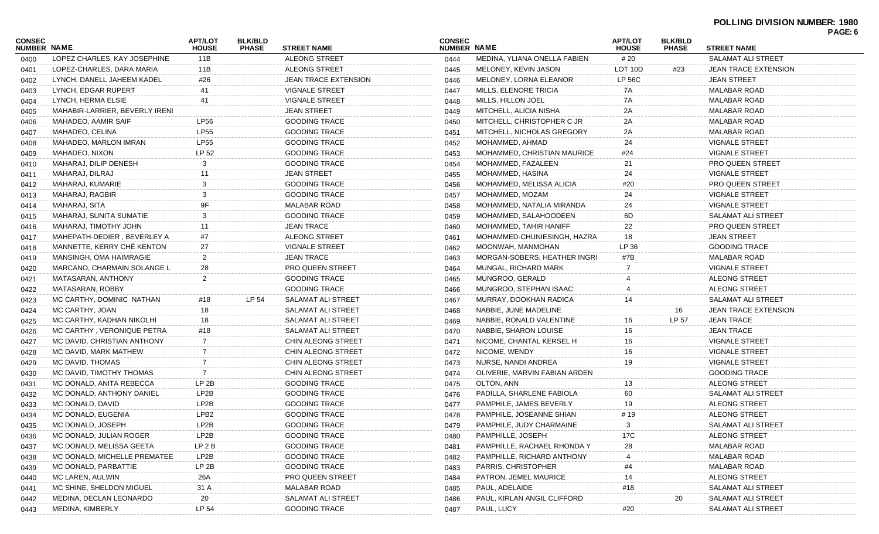**POLLING DIVISION NUMBER: 1980**

| CONSEC NUMBER | NAME | APT/LOT HOUSE | BLK/BLD PHASE | STREET NAME |
|---|---|---|---|---|
| 0400 | LOPEZ CHARLES, KAY JOSEPHINE | 11B | | ALEONG STREET |
| 0401 | LOPEZ-CHARLES, DARA MARIA | 11B | | ALEONG STREET |
| 0402 | LYNCH, DANELL JAHEEM KADEL | #26 | | JEAN TRACE EXTENSION |
| 0403 | LYNCH, EDGAR RUPERT | 41 | | VIGNALE STREET |
| 0404 | LYNCH, HERMA ELSIE | 41 | | VIGNALE STREET |
| 0405 | MAHABIR-LARRIER, BEVERLY IRENI | | | JEAN STREET |
| 0406 | MAHADEO, AAMIR SAIF | LP56 | | GOODING TRACE |
| 0407 | MAHADEO, CELINA | LP55 | | GOODING TRACE |
| 0408 | MAHADEO, MARLON IMRAN | LP55 | | GOODING TRACE |
| 0409 | MAHADEO, NIXON | LP 52 | | GOODING TRACE |
| 0410 | MAHARAJ, DILIP DENESH | 3 | | GOODING TRACE |
| 0411 | MAHARAJ, DILRAJ | 11 | | JEAN STREET |
| 0412 | MAHARAJ, KUMARIE | 3 | | GOODING TRACE |
| 0413 | MAHARAJ, RAGBIR | 3 | | GOODING TRACE |
| 0414 | MAHARAJ, SITA | 9F | | MALABAR ROAD |
| 0415 | MAHARAJ, SUNITA SUMATIE | 3 | | GOODING TRACE |
| 0416 | MAHARAJ, TIMOTHY JOHN | 11 | | JEAN TRACE |
| 0417 | MAHEPATH-DEDIER , BEVERLEY A | #7 | | ALEONG STREET |
| 0418 | MANNETTE, KERRY CHÉ KENTON | 27 | | VIGNALE STREET |
| 0419 | MANSINGH, OMA HAIMRAGIE | 2 | | JEAN TRACE |
| 0420 | MARCANO, CHARMAIN SOLANGE L | 28 | | PRO QUEEN STREET |
| 0421 | MATASARAN, ANTHONY | 2 | | GOODING TRACE |
| 0422 | MATASARAN, ROBBY | | | GOODING TRACE |
| 0423 | MC CARTHY, DOMINIC NATHAN | #18 | LP 54 | SALAMAT ALI STREET |
| 0424 | MC CARTHY, JOAN | 18 | | SALAMAT ALI STREET |
| 0425 | MC CARTHY, KADHAN NIKOLHI | 18 | | SALAMAT ALI STREET |
| 0426 | MC CARTHY , VERONIQUE PETRA | #18 | | SALAMAT ALI STREET |
| 0427 | MC DAVID, CHRISTIAN ANTHONY | 7 | | CHIN ALEONG STREET |
| 0428 | MC DAVID, MARK MATHEW | 7 | | CHIN ALEONG STREET |
| 0429 | MC DAVID, THOMAS | 7 | | CHIN ALEONG STREET |
| 0430 | MC DAVID, TIMOTHY THOMAS | 7 | | CHIN ALEONG STREET |
| 0431 | MC DONALD, ANITA REBECCA | LP 2B | | GOODING TRACE |
| 0432 | MC DONALD, ANTHONY DANIEL | LP2B | | GOODING TRACE |
| 0433 | MC DONALD, DAVID | LP2B | | GOODING TRACE |
| 0434 | MC DONALD, EUGENIA | LPB2 | | GOODING TRACE |
| 0435 | MC DONALD, JOSEPH | LP2B | | GOODING TRACE |
| 0436 | MC DONALD, JULIAN ROGER | LP2B | | GOODING TRACE |
| 0437 | MC DONALD, MELISSA GEETA | LP 2 B | | GOODING TRACE |
| 0438 | MC DONALD, MICHELLE PREMATEE | LP2B | | GOODING TRACE |
| 0439 | MC DONALD, PARBATTIE | LP 2B | | GOODING TRACE |
| 0440 | MC LAREN, AULWIN | 26A | | PRO QUEEN STREET |
| 0441 | MC SHINE, SHELDON MIGUEL | 31 A | | MALABAR ROAD |
| 0442 | MEDINA, DECLAN LEONARDO | 20 | | SALAMAT ALI STREET |
| 0443 | MEDINA, KIMBERLY | LP 54 | | GOODING TRACE |
| 0444 | MEDINA, YLIANA ONELLA FABIEN | # 20 | | SALAMAT ALI STREET |
| 0445 | MELONEY, KEVIN JASON | LOT 10D | #23 | JEAN TRACE EXTENSION |
| 0446 | MELONEY, LORNA ELEANOR | LP 56C | | JEAN STREET |
| 0447 | MILLS, ELENORE TRICIA | 7A | | MALABAR ROAD |
| 0448 | MILLS, HILLON JOEL | 7A | | MALABAR ROAD |
| 0449 | MITCHELL, ALICIA NISHA | 2A | | MALABAR ROAD |
| 0450 | MITCHELL, CHRISTOPHER C JR | 2A | | MALABAR ROAD |
| 0451 | MITCHELL, NICHOLAS GREGORY | 2A | | MALABAR ROAD |
| 0452 | MOHAMMED, AHMAD | 24 | | VIGNALE STREET |
| 0453 | MOHAMMED, CHRISTIAN MAURICE | #24 | | VIGNALE STREET |
| 0454 | MOHAMMED, FAZALEEN | 21 | | PRO QUEEN STREET |
| 0455 | MOHAMMED, HASINA | 24 | | VIGNALE STREET |
| 0456 | MOHAMMED, MELISSA ALICIA | #20 | | PRO QUEEN STREET |
| 0457 | MOHAMMED, MOZAM | 24 | | VIGNALE STREET |
| 0458 | MOHAMMED, NATALIA MIRANDA | 24 | | VIGNALE STREET |
| 0459 | MOHAMMED, SALAHOODEEN | 6D | | SALAMAT ALI STREET |
| 0460 | MOHAMMED, TAHIR HANIFF | 22 | | PRO QUEEN STREET |
| 0461 | MOHAMMED-CHUNIESINGH, HAZRA | 18 | | JEAN STREET |
| 0462 | MOONWAH, MANMOHAN | LP 36 | | GOODING TRACE |
| 0463 | MORGAN-SOBERS, HEATHER INGRI | #7B | | MALABAR ROAD |
| 0464 | MUNGAL, RICHARD MARK | 7 | | VIGNALE STREET |
| 0465 | MUNGROO, GERALD | 4 | | ALEONG STREET |
| 0466 | MUNGROO, STEPHAN ISAAC | 4 | | ALEONG STREET |
| 0467 | MURRAY, DOOKHAN RADICA | 14 | | SALAMAT ALI STREET |
| 0468 | NABBIE, JUNE MADELINE | | 16 | JEAN TRACE EXTENSION |
| 0469 | NABBIE, RONALD VALENTINE | 16 | LP 57 | JEAN TRACE |
| 0470 | NABBIE, SHARON LOUISE | 16 | | JEAN TRACE |
| 0471 | NICOME, CHANTAL KERSEL H | 16 | | VIGNALE STREET |
| 0472 | NICOME, WENDY | 16 | | VIGNALE STREET |
| 0473 | NURSE, NANDI ANDREA | 19 | | VIGNALE STREET |
| 0474 | OLIVERIE, MARVIN FABIAN ARDEN | | | GOODING TRACE |
| 0475 | OLTON, ANN | 13 | | ALEONG STREET |
| 0476 | PADILLA, SHARLENE FABIOLA | 60 | | SALAMAT ALI STREET |
| 0477 | PAMPHILE, JAMES BEVERLY | 19 | | ALEONG STREET |
| 0478 | PAMPHILE, JOSEANNE SHIAN | # 19 | | ALEONG STREET |
| 0479 | PAMPHILE, JUDY CHARMAINE | 3 | | SALAMAT ALI STREET |
| 0480 | PAMPHILLE, JOSEPH | 17C | | ALEONG STREET |
| 0481 | PAMPHILLE, RACHAEL RHONDA Y | 28 | | MALABAR ROAD |
| 0482 | PAMPHILLE, RICHARD ANTHONY | 4 | | MALABAR ROAD |
| 0483 | PARRIS, CHRISTOPHER | #4 | | MALABAR ROAD |
| 0484 | PATRON, JEMEL MAURICE | 14 | | ALEONG STREET |
| 0485 | PAUL, ADELAIDE | #18 | | SALAMAT ALI STREET |
| 0486 | PAUL, KIRLAN ANGIL CLIFFORD | | 20 | SALAMAT ALI STREET |
| 0487 | PAUL, LUCY | #20 | | SALAMAT ALI STREET |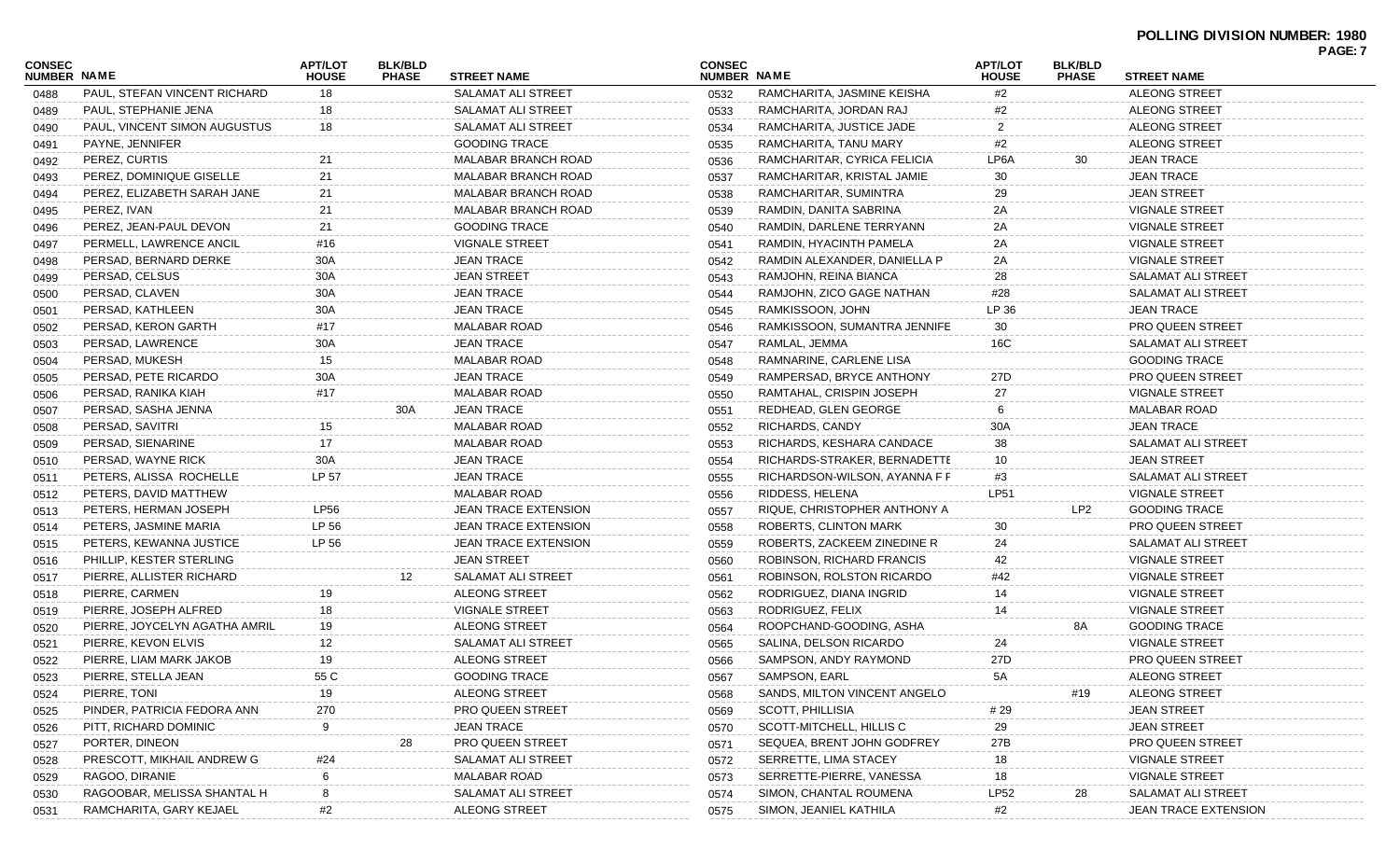**POLLING DIVISION NUMBER: 1980**

| CONSEC NUMBER | NAME | APT/LOT HOUSE | BLK/BLD PHASE | STREET NAME |
|---|---|---|---|---|
| 0488 | PAUL, STEFAN VINCENT RICHARD | 18 | | SALAMAT ALI STREET |
| 0489 | PAUL, STEPHANIE JENA | 18 | | SALAMAT ALI STREET |
| 0490 | PAUL, VINCENT SIMON AUGUSTUS | 18 | | SALAMAT ALI STREET |
| 0491 | PAYNE, JENNIFER | | | GOODING TRACE |
| 0492 | PEREZ, CURTIS | 21 | | MALABAR BRANCH ROAD |
| 0493 | PEREZ, DOMINIQUE GISELLE | 21 | | MALABAR BRANCH ROAD |
| 0494 | PEREZ, ELIZABETH SARAH JANE | 21 | | MALABAR BRANCH ROAD |
| 0495 | PEREZ, IVAN | 21 | | MALABAR BRANCH ROAD |
| 0496 | PEREZ, JEAN-PAUL DEVON | 21 | | GOODING TRACE |
| 0497 | PERMELL, LAWRENCE ANCIL | #16 | | VIGNALE STREET |
| 0498 | PERSAD, BERNARD DERKE | 30A | | JEAN TRACE |
| 0499 | PERSAD, CELSUS | 30A | | JEAN STREET |
| 0500 | PERSAD, CLAVEN | 30A | | JEAN TRACE |
| 0501 | PERSAD, KATHLEEN | 30A | | JEAN TRACE |
| 0502 | PERSAD, KERON GARTH | #17 | | MALABAR ROAD |
| 0503 | PERSAD, LAWRENCE | 30A | | JEAN TRACE |
| 0504 | PERSAD, MUKESH | 15 | | MALABAR ROAD |
| 0505 | PERSAD, PETE RICARDO | 30A | | JEAN TRACE |
| 0506 | PERSAD, RANIKA KIAH | #17 | | MALABAR ROAD |
| 0507 | PERSAD, SASHA JENNA | | 30A | JEAN TRACE |
| 0508 | PERSAD, SAVITRI | 15 | | MALABAR ROAD |
| 0509 | PERSAD, SIENARINE | 17 | | MALABAR ROAD |
| 0510 | PERSAD, WAYNE RICK | 30A | | JEAN TRACE |
| 0511 | PETERS, ALISSA ROCHELLE | LP 57 | | JEAN TRACE |
| 0512 | PETERS, DAVID MATTHEW | | | MALABAR ROAD |
| 0513 | PETERS, HERMAN JOSEPH | LP56 | | JEAN TRACE EXTENSION |
| 0514 | PETERS, JASMINE MARIA | LP 56 | | JEAN TRACE EXTENSION |
| 0515 | PETERS, KEWANNA JUSTICE | LP 56 | | JEAN TRACE EXTENSION |
| 0516 | PHILLIP, KESTER STERLING | | | JEAN STREET |
| 0517 | PIERRE, ALLISTER RICHARD | | 12 | SALAMAT ALI STREET |
| 0518 | PIERRE, CARMEN | 19 | | ALEONG STREET |
| 0519 | PIERRE, JOSEPH ALFRED | 18 | | VIGNALE STREET |
| 0520 | PIERRE, JOYCELYN AGATHA AMRIL | 19 | | ALEONG STREET |
| 0521 | PIERRE, KEVON ELVIS | 12 | | SALAMAT ALI STREET |
| 0522 | PIERRE, LIAM MARK JAKOB | 19 | | ALEONG STREET |
| 0523 | PIERRE, STELLA JEAN | 55 C | | GOODING TRACE |
| 0524 | PIERRE, TONI | 19 | | ALEONG STREET |
| 0525 | PINDER, PATRICIA FEDORA ANN | 270 | | PRO QUEEN STREET |
| 0526 | PITT, RICHARD DOMINIC | 9 | | JEAN TRACE |
| 0527 | PORTER, DINEON | | 28 | PRO QUEEN STREET |
| 0528 | PRESCOTT, MIKHAIL ANDREW G | #24 | | SALAMAT ALI STREET |
| 0529 | RAGOO, DIRANIE | 6 | | MALABAR ROAD |
| 0530 | RAGOOBAR, MELISSA SHANTAL H | 8 | | SALAMAT ALI STREET |
| 0531 | RAMCHARITA, GARY KEJAEL | #2 | | ALEONG STREET |
| 0532 | RAMCHARITA, JASMINE KEISHA | #2 | | ALEONG STREET |
| 0533 | RAMCHARITA, JORDAN RAJ | #2 | | ALEONG STREET |
| 0534 | RAMCHARITA, JUSTICE JADE | 2 | | ALEONG STREET |
| 0535 | RAMCHARITA, TANU MARY | #2 | | ALEONG STREET |
| 0536 | RAMCHARITAR, CYRICA FELICIA | LP6A | 30 | JEAN TRACE |
| 0537 | RAMCHARITAR, KRISTAL JAMIE | 30 | | JEAN TRACE |
| 0538 | RAMCHARITAR, SUMINTRA | 29 | | JEAN STREET |
| 0539 | RAMDIN, DANITA SABRINA | 2A | | VIGNALE STREET |
| 0540 | RAMDIN, DARLENE TERRYANN | 2A | | VIGNALE STREET |
| 0541 | RAMDIN, HYACINTH PAMELA | 2A | | VIGNALE STREET |
| 0542 | RAMDIN ALEXANDER, DANIELLA P | 2A | | VIGNALE STREET |
| 0543 | RAMJOHN, REINA BIANCA | 28 | | SALAMAT ALI STREET |
| 0544 | RAMJOHN, ZICO GAGE NATHAN | #28 | | SALAMAT ALI STREET |
| 0545 | RAMKISSOON, JOHN | LP 36 | | JEAN TRACE |
| 0546 | RAMKISSOON, SUMANTRA JENNIFE | 30 | | PRO QUEEN STREET |
| 0547 | RAMLAL, JEMMA | 16C | | SALAMAT ALI STREET |
| 0548 | RAMNARINE, CARLENE LISA | | | GOODING TRACE |
| 0549 | RAMPERSAD, BRYCE ANTHONY | 27D | | PRO QUEEN STREET |
| 0550 | RAMTAHAL, CRISPIN JOSEPH | 27 | | VIGNALE STREET |
| 0551 | REDHEAD, GLEN GEORGE | 6 | | MALABAR ROAD |
| 0552 | RICHARDS, CANDY | 30A | | JEAN TRACE |
| 0553 | RICHARDS, KESHARA CANDACE | 38 | | SALAMAT ALI STREET |
| 0554 | RICHARDS-STRAKER, BERNADETTE | 10 | | JEAN STREET |
| 0555 | RICHARDSON-WILSON, AYANNA F F | #3 | | SALAMAT ALI STREET |
| 0556 | RIDDESS, HELENA | LP51 | | VIGNALE STREET |
| 0557 | RIQUE, CHRISTOPHER ANTHONY A | | LP2 | GOODING TRACE |
| 0558 | ROBERTS, CLINTON MARK | 30 | | PRO QUEEN STREET |
| 0559 | ROBERTS, ZACKEEM ZINEDINE R | 24 | | SALAMAT ALI STREET |
| 0560 | ROBINSON, RICHARD FRANCIS | 42 | | VIGNALE STREET |
| 0561 | ROBINSON, ROLSTON RICARDO | #42 | | VIGNALE STREET |
| 0562 | RODRIGUEZ, DIANA INGRID | 14 | | VIGNALE STREET |
| 0563 | RODRIGUEZ, FELIX | 14 | | VIGNALE STREET |
| 0564 | ROOPCHAND-GOODING, ASHA | | 8A | GOODING TRACE |
| 0565 | SALINA, DELSON RICARDO | 24 | | VIGNALE STREET |
| 0566 | SAMPSON, ANDY RAYMOND | 27D | | PRO QUEEN STREET |
| 0567 | SAMPSON, EARL | 5A | | ALEONG STREET |
| 0568 | SANDS, MILTON VINCENT ANGELO | | #19 | ALEONG STREET |
| 0569 | SCOTT, PHILLISIA | # 29 | | JEAN STREET |
| 0570 | SCOTT-MITCHELL, HILLIS C | 29 | | JEAN STREET |
| 0571 | SEQUEA, BRENT JOHN GODFREY | 27B | | PRO QUEEN STREET |
| 0572 | SERRETTE, LIMA STACEY | 18 | | VIGNALE STREET |
| 0573 | SERRETTE-PIERRE, VANESSA | 18 | | VIGNALE STREET |
| 0574 | SIMON, CHANTAL ROUMENA | LP52 | 28 | SALAMAT ALI STREET |
| 0575 | SIMON, JEANIEL KATHILA | #2 | | JEAN TRACE EXTENSION |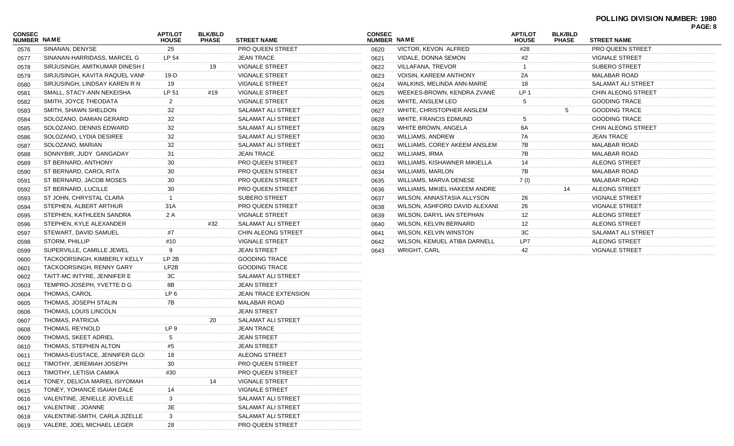**POLLING DIVISION NUMBER: 1980**

| CONSEC NUMBER | NAME | APT/LOT HOUSE | BLK/BLD PHASE | STREET NAME |
|---|---|---|---|---|
| 0576 | SINANAN, DENYSE | 25 | | PRO QUEEN STREET |
| 0577 | SINANAN-HARRIDASS, MARCEL G | LP 54 | | JEAN TRACE |
| 0578 | SIRJUSINGH, AMITKUMAR DINESH I | | 19 | VIGNALE STREET |
| 0579 | SIRJUSINGH, KAVITA RAQUEL VANN | 19-D | | VIGNALE STREET |
| 0580 | SIRJUSINGH, LINDSAY KAREN R N | 19 | | VIGNALE STREET |
| 0581 | SMALL, STACY-ANN NEKEISHA | LP 51 | #19 | VIGNALE STREET |
| 0582 | SMITH, JOYCE THEODATA | 2 | | VIGNALE STREET |
| 0583 | SMITH, SHAWN SHELDON | 32 | | SALAMAT ALI STREET |
| 0584 | SOLOZANO, DAMIAN GERARD | 32 | | SALAMAT ALI STREET |
| 0585 | SOLOZANO, DENNIS EDWARD | 32 | | SALAMAT ALI STREET |
| 0586 | SOLOZANO, LYDIA DESIREE | 32 | | SALAMAT ALI STREET |
| 0587 | SOLOZANO, MARIAN | 32 | | SALAMAT ALI STREET |
| 0588 | SONNYBIR, JUDY GANGADAY | 31 | | JEAN TRACE |
| 0589 | ST BERNARD, ANTHONY | 30 | | PRO QUEEN STREET |
| 0590 | ST BERNARD, CAROL RITA | 30 | | PRO QUEEN STREET |
| 0591 | ST BERNARD, JACOB MOSES | 30 | | PRO QUEEN STREET |
| 0592 | ST BERNARD, LUCILLE | 30 | | PRO QUEEN STREET |
| 0593 | ST JOHN, CHRYSTAL CLARA | 1 | | SUBERO STREET |
| 0594 | STEPHEN, ALBERT ARTHUR | 31A | | PRO QUEEN STREET |
| 0595 | STEPHEN, KATHLEEN SANDRA | 2 A | | VIGNALE STREET |
| 0596 | STEPHEN, KYLE ALEXANDER | | #32 | SALAMAT ALI STREET |
| 0597 | STEWART, DAVID SAMUEL | #7 | | CHIN ALEONG STREET |
| 0598 | STORM, PHILLIP | #10 | | VIGNALE STREET |
| 0599 | SUPERVILLE, CAMILLE JEWEL | 9 | | JEAN STREET |
| 0600 | TACKOORSINGH, KIMBERLY KELLY | LP 2B | | GOODING TRACE |
| 0601 | TACKOORSINGH, RENNY GARY | LP2B | | GOODING TRACE |
| 0602 | TAITT-MC INTYRE, JENNIFER E | 3C | | SALAMAT ALI STREET |
| 0603 | TEMPRO-JOSEPH, YVETTE D G | 8B | | JEAN STREET |
| 0604 | THOMAS, CAROL | LP 6 | | JEAN TRACE EXTENSION |
| 0605 | THOMAS, JOSEPH STALIN | 7B | | MALABAR ROAD |
| 0606 | THOMAS, LOUIS LINCOLN | | | JEAN STREET |
| 0607 | THOMAS, PATRICIA | | 20 | SALAMAT ALI STREET |
| 0608 | THOMAS, REYNOLD | LP 9 | | JEAN TRACE |
| 0609 | THOMAS, SKEET ADRIEL | 5 | | JEAN STREET |
| 0610 | THOMAS, STEPHEN ALTON | #5 | | JEAN STREET |
| 0611 | THOMAS-EUSTACE, JENNIFER GLO | 18 | | ALEONG STREET |
| 0612 | TIMOTHY, JEREMIAH JOSEPH | 30 | | PRO QUEEN STREET |
| 0613 | TIMOTHY, LETISIA CAMIKA | #30 | | PRO QUEEN STREET |
| 0614 | TONEY, DELICIA MARIEL ISIYOMAH | | 14 | VIGNALE STREET |
| 0615 | TONEY, YOHANCÉ ISAIAH DALE | 14 | | VIGNALE STREET |
| 0616 | VALENTINE, JENIELLE JOVELLE | 3 | | SALAMAT ALI STREET |
| 0617 | VALENTINE , JOANNE | 3E | | SALAMAT ALI STREET |
| 0618 | VALENTINE-SMITH, CARLA JIZELLE | 3 | | SALAMAT ALI STREET |
| 0619 | VALERE, JOEL MICHAEL LEGER | 28 | | PRO QUEEN STREET |
| 0620 | VICTOR, KEVON ALFRED | #28 | | PRO QUEEN STREET |
| 0621 | VIDALE, DONNA SEMON | #2 | | VIGNALE STREET |
| 0622 | VILLAFANA, TREVOR | 1 | | SUBERO STREET |
| 0623 | VOISIN, KAREEM ANTHONY | 2A | | MALABAR ROAD |
| 0624 | WALKINS, MELINDA ANN-MARIE | 18 | | SALAMAT ALI STREET |
| 0625 | WEEKES-BROWN, KENDRA ZVANÉ | LP 1 | | CHIN ALEONG STREET |
| 0626 | WHITE, ANSLEM LEO | 5 | | GOODING TRACE |
| 0627 | WHITE, CHRISTOPHER ANSLEM | | 5 | GOODING TRACE |
| 0628 | WHITE, FRANCIS EDMUND | 5 | | GOODING TRACE |
| 0629 | WHITE BROWN, ANGELA | 6A | | CHIN ALEONG STREET |
| 0630 | WILLIAMS, ANDREW | 7A | | JEAN TRACE |
| 0631 | WILLIAMS, COREY AKEEM ANSLEM | 7B | | MALABAR ROAD |
| 0632 | WILLIAMS, IRMA | 7B | | MALABAR ROAD |
| 0633 | WILLIAMS, KISHAWNER MIKIELLA | 14 | | ALEONG STREET |
| 0634 | WILLIAMS, MARLON | 7B | | MALABAR ROAD |
| 0635 | WILLIAMS, MARVA DENESE | 7 (I) | | MALABAR ROAD |
| 0636 | WILLIAMS, MIKIEL HAKEEM ANDRE | | 14 | ALEONG STREET |
| 0637 | WILSON, ANNASTASIA ALLYSON | 26 | | VIGNALE STREET |
| 0638 | WILSON, ASHFORD DAVID ALEXANI | 26 | | VIGNALE STREET |
| 0639 | WILSON, DARYL IAN STEPHAN | 12 | | ALEONG STREET |
| 0640 | WILSON, KELVIN BERNARD | 12 | | ALEONG STREET |
| 0641 | WILSON, KELVIN WINSTON | 3C | | SALAMAT ALI STREET |
| 0642 | WILSON, KEMUEL ATIBA DARNELL | LP7 | | ALEONG STREET |
| 0643 | WRIGHT, CARL | 42 | | VIGNALE STREET |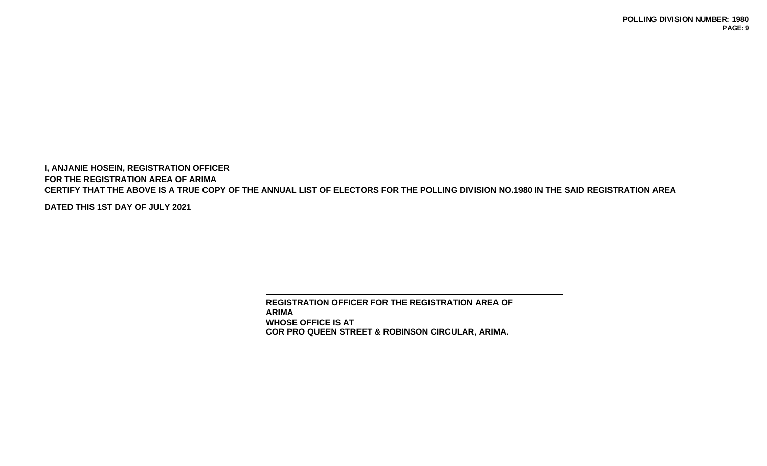**I, ANJANIE HOSEIN, REGISTRATION OFFICER**
**FOR THE REGISTRATION AREA OF ARIMA**
**CERTIFY THAT THE ABOVE IS A TRUE COPY OF THE ANNUAL LIST OF ELECTORS FOR THE POLLING DIVISION NO.1980 IN THE SAID REGISTRATION AREA**

**DATED THIS 1ST DAY OF JULY 2021**

---

**REGISTRATION OFFICER FOR THE REGISTRATION AREA OF ARIMA**
**WHOSE OFFICE IS AT**
**COR PRO QUEEN STREET & ROBINSON CIRCULAR, ARIMA.**